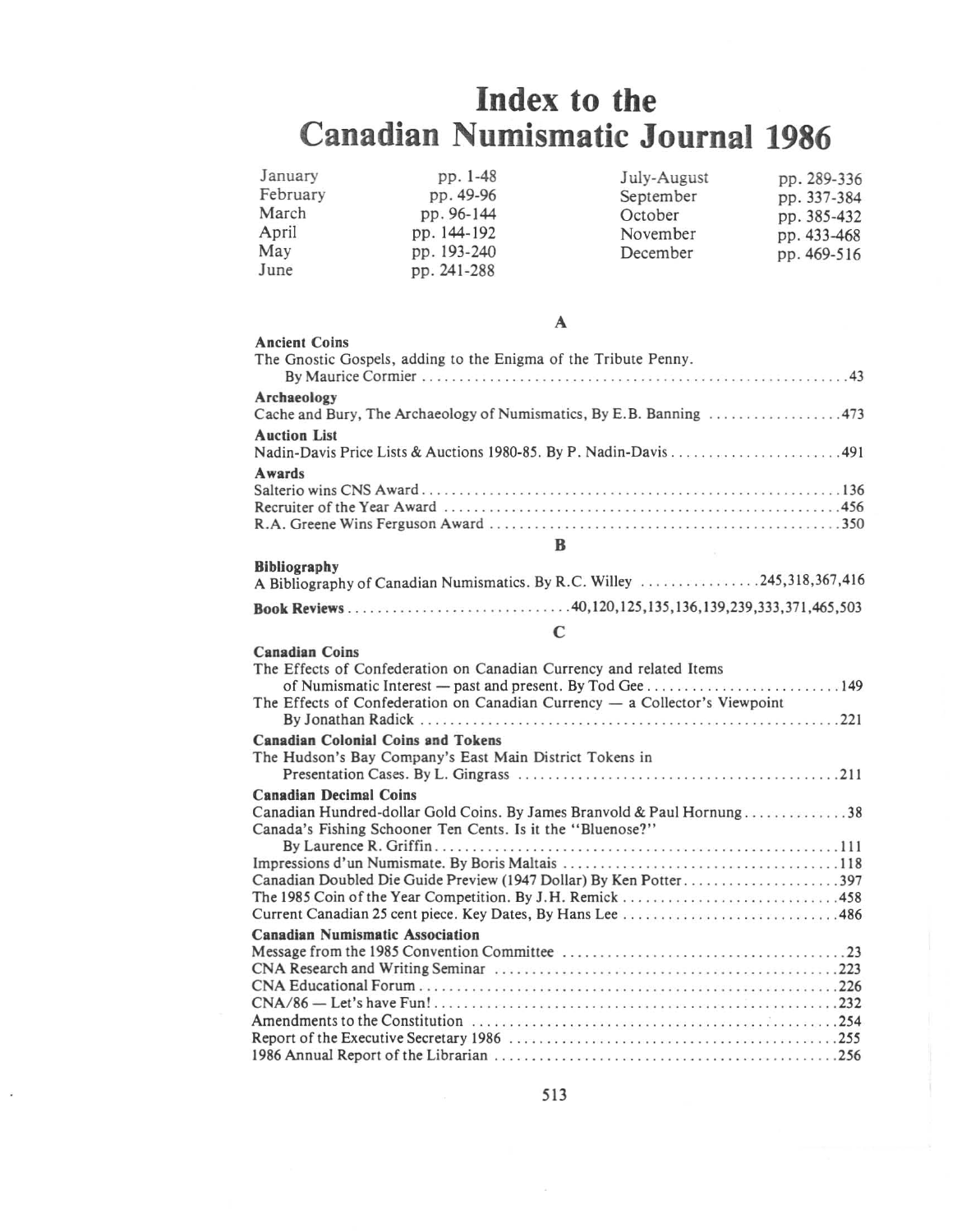# Index to the Canadian Numismatic Journal 1986

| | | | |
|---|---|---|---|
| January | pp. 1-48 | July-August | pp. 289-336 |
| February | pp. 49-96 | September | pp. 337-384 |
| March | pp. 96-144 | October | pp. 385-432 |
| April | pp. 144-192 | November | pp. 433-468 |
| May | pp. 193-240 | December | pp. 469-516 |
| June | pp. 241-288 | | |

## A

**Ancient Coins**

The Gnostic Gospels, adding to the Enigma of the Tribute Penny. By Maurice Cormier ........ 43

**Archaeology**

Cache and Bury, The Archaeology of Numismatics, By E.B. Banning ........ 473

**Auction List**

Nadin-Davis Price Lists & Auctions 1980-85. By P. Nadin-Davis ........ 491

**Awards**

Salterio wins CNS Award ........ 136
Recruiter of the Year Award ........ 456
R.A. Greene Wins Ferguson Award ........ 350

## B

**Bibliography**

A Bibliography of Canadian Numismatics. By R.C. Willey ........ 245,318,367,416

**Book Reviews** ........ 40,120,125,135,136,139,239,333,371,465,503

## C

**Canadian Coins**

The Effects of Confederation on Canadian Currency and related Items of Numismatic Interest — past and present. By Tod Gee ........ 149
The Effects of Confederation on Canadian Currency — a Collector's Viewpoint By Jonathan Radick ........ 221

**Canadian Colonial Coins and Tokens**

The Hudson's Bay Company's East Main District Tokens in Presentation Cases. By L. Gingrass ........ 211

**Canadian Decimal Coins**

Canadian Hundred-dollar Gold Coins. By James Branvold & Paul Hornung ........ 38
Canada's Fishing Schooner Ten Cents. Is it the "Bluenose?" By Laurence R. Griffin ........ 111
Impressions d'un Numismate. By Boris Maltais ........ 118
Canadian Doubled Die Guide Preview (1947 Dollar) By Ken Potter ........ 397
The 1985 Coin of the Year Competition. By J.H. Remick ........ 458
Current Canadian 25 cent piece. Key Dates, By Hans Lee ........ 486

**Canadian Numismatic Association**

Message from the 1985 Convention Committee ........ 23
CNA Research and Writing Seminar ........ 223
CNA Educational Forum ........ 226
CNA/86 — Let's have Fun! ........ 232
Amendments to the Constitution ........ 254
Report of the Executive Secretary 1986 ........ 255
1986 Annual Report of the Librarian ........ 256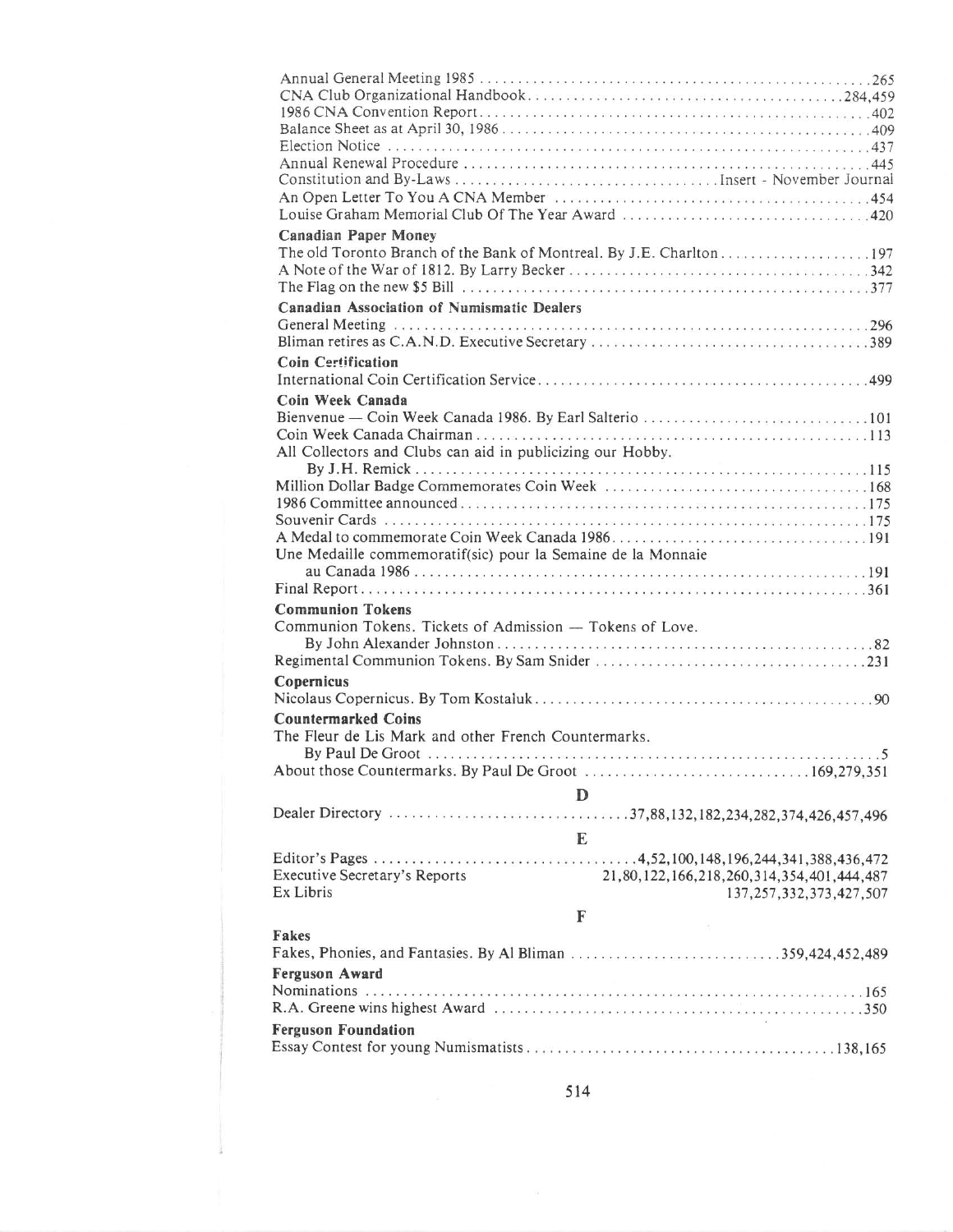Annual General Meeting 1985 .......... 265
CNA Club Organizational Handbook .......... 284,459
1986 CNA Convention Report .......... 402
Balance Sheet as at April 30, 1986 .......... 409
Election Notice .......... 437
Annual Renewal Procedure .......... 445
Constitution and By-Laws .......... Insert - November Journal
An Open Letter To You A CNA Member .......... 454
Louise Graham Memorial Club Of The Year Award .......... 420

**Canadian Paper Money**

The old Toronto Branch of the Bank of Montreal. By J.E. Charlton .......... 197
A Note of the War of 1812. By Larry Becker .......... 342
The Flag on the new $5 Bill .......... 377

**Canadian Association of Numismatic Dealers**

General Meeting .......... 296
Bliman retires as C.A.N.D. Executive Secretary .......... 389

**Coin Certification**

International Coin Certification Service .......... 499

**Coin Week Canada**

Bienvenue — Coin Week Canada 1986. By Earl Salterio .......... 101
Coin Week Canada Chairman .......... 113
All Collectors and Clubs can aid in publicizing our Hobby. By J.H. Remick .......... 115
Million Dollar Badge Commemorates Coin Week .......... 168
1986 Committee announced .......... 175
Souvenir Cards .......... 175
A Medal to commemorate Coin Week Canada 1986 .......... 191
Une Medaille commemoratif(sic) pour la Semaine de la Monnaie au Canada 1986 .......... 191
Final Report .......... 361

**Communion Tokens**

Communion Tokens. Tickets of Admission — Tokens of Love. By John Alexander Johnston .......... 82
Regimental Communion Tokens. By Sam Snider .......... 231

**Copernicus**

Nicolaus Copernicus. By Tom Kostaluk .......... 90

**Countermarked Coins**

The Fleur de Lis Mark and other French Countermarks. By Paul De Groot .......... 5
About those Countermarks. By Paul De Groot .......... 169,279,351

## D

Dealer Directory .......... 37,88,132,182,234,282,374,426,457,496

## E

Editor's Pages .......... 4,52,100,148,196,244,341,388,436,472
Executive Secretary's Reports .......... 21,80,122,166,218,260,314,354,401,444,487
Ex Libris .......... 137,257,332,373,427,507

## F

**Fakes**

Fakes, Phonies, and Fantasies. By Al Bliman .......... 359,424,452,489

**Ferguson Award**

Nominations .......... 165
R.A. Greene wins highest Award .......... 350

**Ferguson Foundation**

Essay Contest for young Numismatists .......... 138,165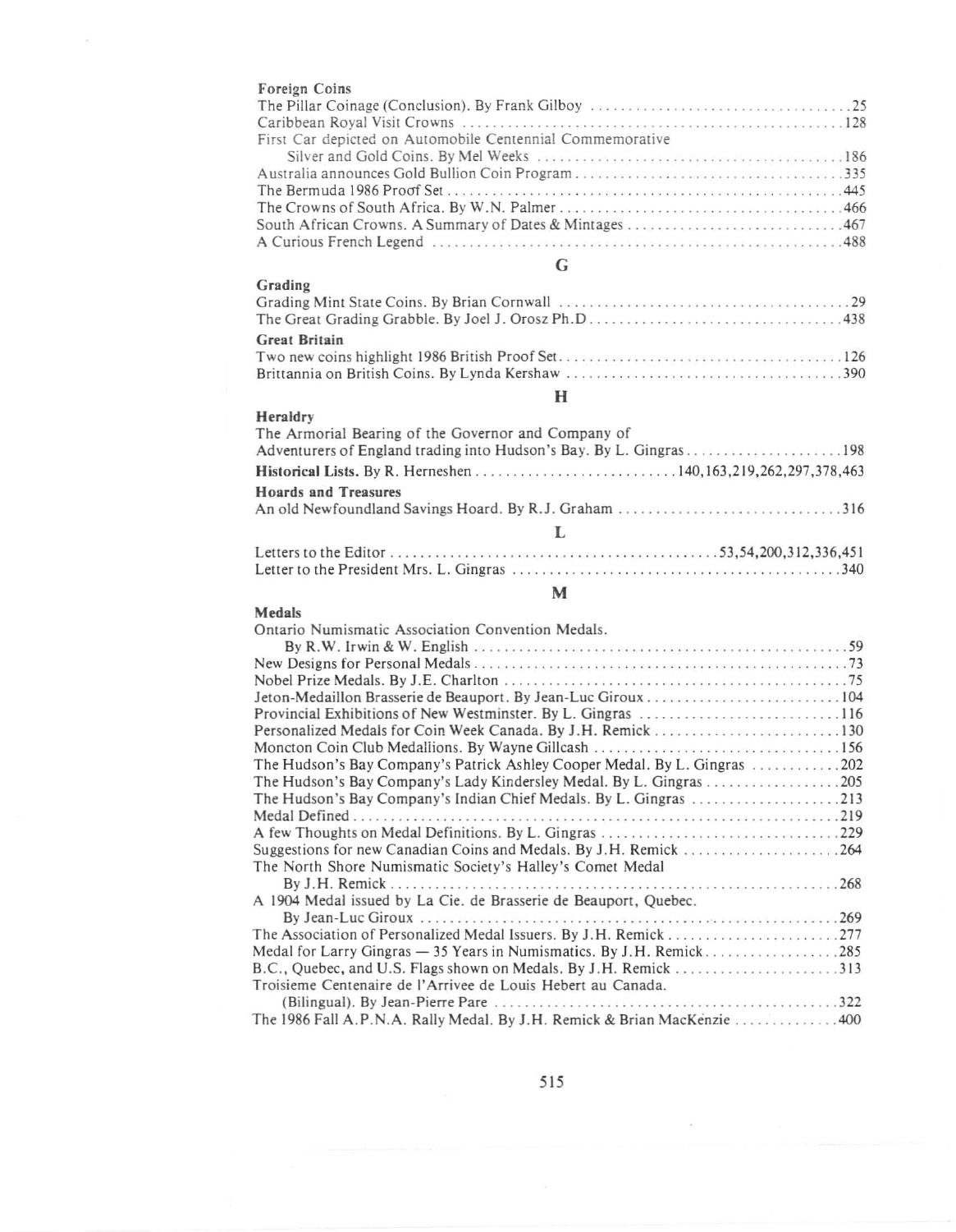**Foreign Coins**

The Pillar Coinage (Conclusion). By Frank Gilboy ....................................25
Caribbean Royal Visit Crowns ....................................................128
First Car depicted on Automobile Centennial Commemorative
Silver and Gold Coins. By Mel Weeks .........................................186
Australia announces Gold Bullion Coin Program...................................335
The Bermuda 1986 Proof Set......................................................445
The Crowns of South Africa. By W.N. Palmer......................................466
South African Crowns. A Summary of Dates & Mintages ............................467
A Curious French Legend ........................................................488

## G

**Grading**

Grading Mint State Coins. By Brian Cornwall ......................................29
The Great Grading Grabble. By Joel J. Orosz Ph.D.................................438

**Great Britain**

Two new coins highlight 1986 British Proof Set....................................126
Brittannia on British Coins. By Lynda Kershaw ...................................390

## H

**Heraldry**

The Armorial Bearing of the Governor and Company of
Adventurers of England trading into Hudson's Bay. By L. Gingras.....................198

**Historical Lists.** By R. Herneshen ..........................140,163,219,262,297,378,463

**Hoards and Treasures**

An old Newfoundland Savings Hoard. By R.J. Graham ..............................316

## L

Letters to the Editor ..........................................53,54,200,312,336,451
Letter to the President Mrs. L. Gingras ..........................................340

## M

**Medals**

Ontario Numismatic Association Convention Medals.
By R.W. Irwin & W. English .....................................................59
New Designs for Personal Medals..................................................73
Nobel Prize Medals. By J.E. Charlton .............................................75
Jeton-Medaillon Brasserie de Beauport. By Jean-Luc Giroux........................104
Provincial Exhibitions of New Westminster. By L. Gingras .........................116
Personalized Medals for Coin Week Canada. By J.H. Remick.........................130
Moncton Coin Club Medallions. By Wayne Gillcash .................................156
The Hudson's Bay Company's Patrick Ashley Cooper Medal. By L. Gingras ............202
The Hudson's Bay Company's Lady Kindersley Medal. By L. Gingras..................205
The Hudson's Bay Company's Indian Chief Medals. By L. Gingras ....................213
Medal Defined ..................................................................219
A few Thoughts on Medal Definitions. By L. Gingras ...............................229
Suggestions for new Canadian Coins and Medals. By J.H. Remick ....................264
The North Shore Numismatic Society's Halley's Comet Medal
By J.H. Remick ................................................................268
A 1904 Medal issued by La Cie. de Brasserie de Beauport, Quebec.
By Jean-Luc Giroux ............................................................269
The Association of Personalized Medal Issuers. By J.H. Remick.....................277
Medal for Larry Gingras — 35 Years in Numismatics. By J.H. Remick.................285
B.C., Quebec, and U.S. Flags shown on Medals. By J.H. Remick ......................313
Troisieme Centenaire de l'Arrivee de Louis Hebert au Canada.
(Bilingual). By Jean-Pierre Pare ...............................................322
The 1986 Fall A.P.N.A. Rally Medal. By J.H. Remick & Brian MacKenzie ..............400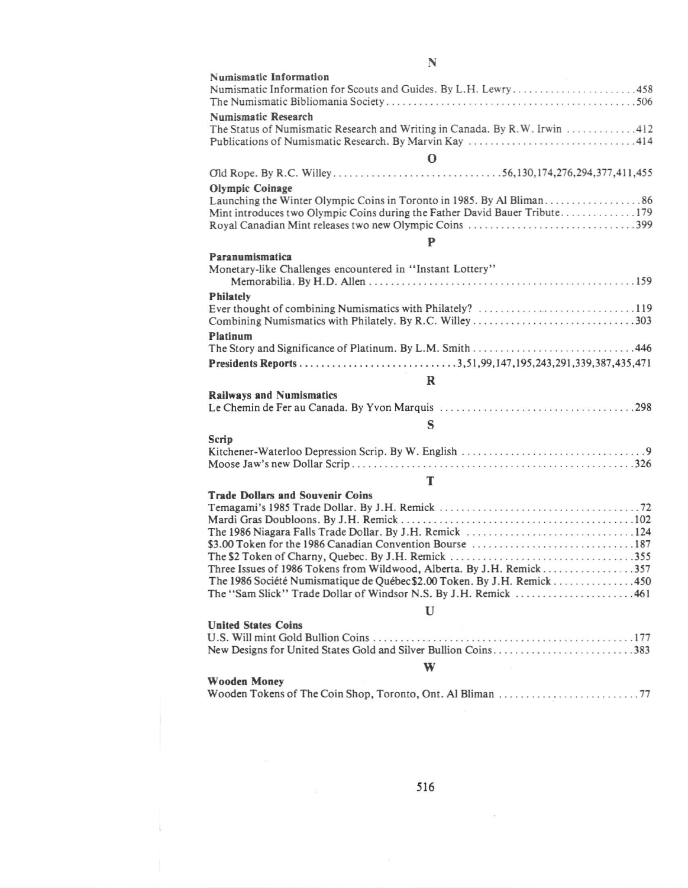## N

**Numismatic Information**

Numismatic Information for Scouts and Guides. By L.H. Lewry........................458
The Numismatic Bibliomania Society...............................................506

**Numismatic Research**

The Status of Numismatic Research and Writing in Canada. By R.W. Irwin .............412
Publications of Numismatic Research. By Marvin Kay ...............................414

## O

Old Rope. By R.C. Willey...............................56,130,174,276,294,377,411,455

**Olympic Coinage**

Launching the Winter Olympic Coins in Toronto in 1985. By Al Bliman..................86
Mint introduces two Olympic Coins during the Father David Bauer Tribute..............179
Royal Canadian Mint releases two new Olympic Coins ...............................399

## P

**Paranumismatica**

Monetary-like Challenges encountered in "Instant Lottery" Memorabilia. By H.D. Allen ..................................................159

**Philately**

Ever thought of combining Numismatics with Philately? .............................119
Combining Numismatics with Philately. By R.C. Willey..............................303

**Platinum**

The Story and Significance of Platinum. By L.M. Smith..............................446

**Presidents Reports**.............................3,51,99,147,195,243,291,339,387,435,471

## R

**Railways and Numismatics**

Le Chemin de Fer au Canada. By Yvon Marquis ....................................298

## S

**Scrip**

Kitchener-Waterloo Depression Scrip. By W. English ..................................9
Moose Jaw's new Dollar Scrip.....................................................326

## T

**Trade Dollars and Souvenir Coins**

Temagami's 1985 Trade Dollar. By J.H. Remick .....................................72
Mardi Gras Doubloons. By J.H. Remick............................................102
The 1986 Niagara Falls Trade Dollar. By J.H. Remick ...............................124
$3.00 Token for the 1986 Canadian Convention Bourse ..............................187
The $2 Token of Charny, Quebec. By J.H. Remick ..................................355
Three Issues of 1986 Tokens from Wildwood, Alberta. By J.H. Remick.................357
The 1986 Société Numismatique de Québec $2.00 Token. By J.H. Remick...............450
The "Sam Slick" Trade Dollar of Windsor N.S. By J.H. Remick ......................461

## U

**United States Coins**

U.S. Will mint Gold Bullion Coins ................................................177
New Designs for United States Gold and Silver Bullion Coins..........................383

## W

**Wooden Money**

Wooden Tokens of The Coin Shop, Toronto, Ont. Al Bliman ...........................77